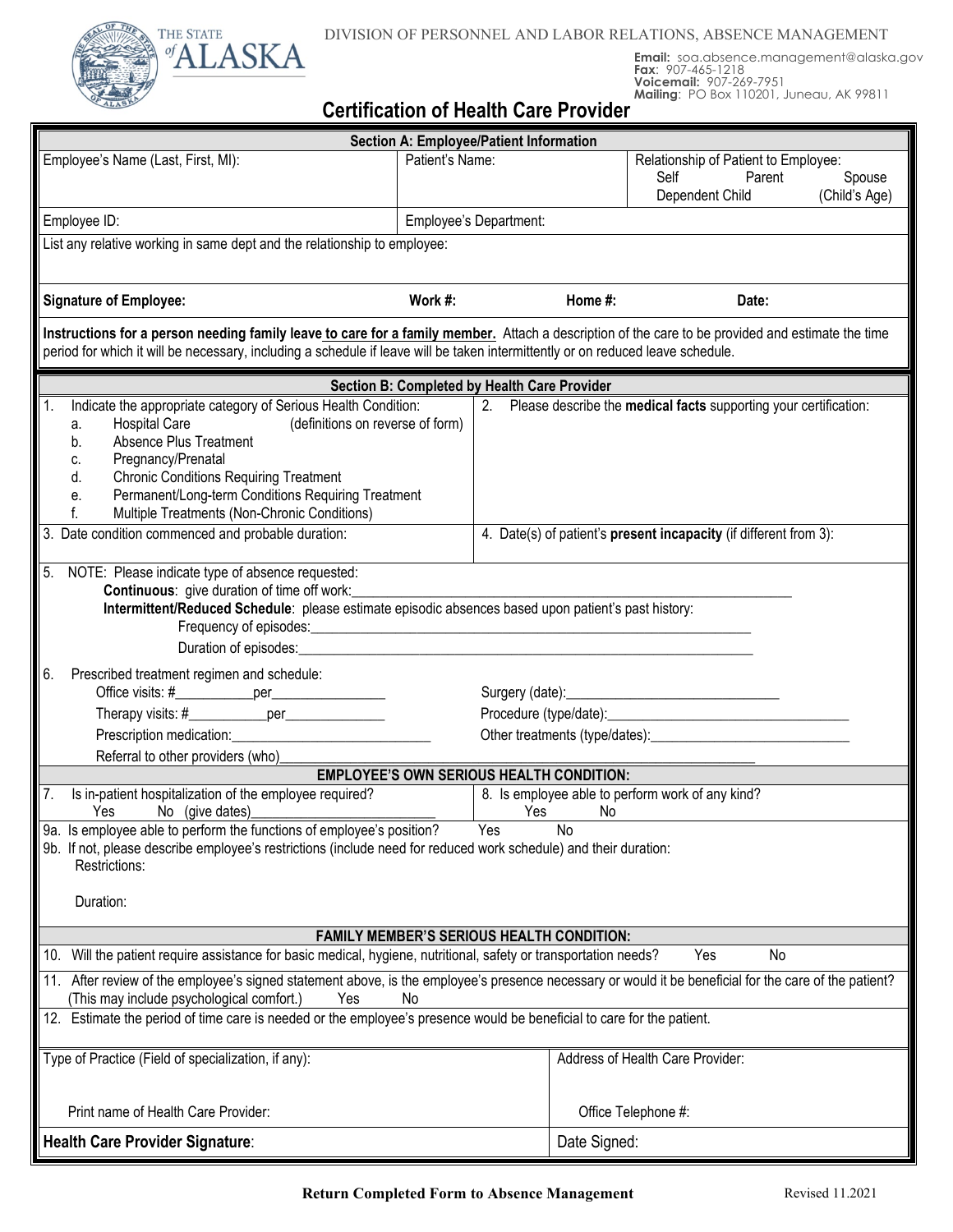THE STATE of ALASKA

DIVISION OF PERSONNEL AND LABOR RELATIONS, ABSENCE MANAGEMENT

**Email:** soa.absence.management@alaska.gov
**Fax:** 907-465-1218
**Voicemail:** 907-269-7951
**Mailing**: PO Box 110201, Juneau, AK 99811

# Certification of Health Care Provider

## Section A: Employee/Patient Information

| Employee's Name (Last, First, MI): | Patient's Name: | Relationship of Patient to Employee: Self  Parent  Spouse  Dependent Child  (Child's Age) |
|---|---|---|
| Employee ID: | Employee's Department: | |

List any relative working in same dept and the relationship to employee:

**Signature of Employee:**   **Work #:**   **Home #:**   **Date:**

**Instructions for a person needing family leave to care for a family member.** Attach a description of the care to be provided and estimate the time period for which it will be necessary, including a schedule if leave will be taken intermittently or on reduced leave schedule.

## Section B: Completed by Health Care Provider

1. Indicate the appropriate category of Serious Health Condition: (definitions on reverse of form)
   a. Hospital Care
   b. Absence Plus Treatment
   c. Pregnancy/Prenatal
   d. Chronic Conditions Requiring Treatment
   e. Permanent/Long-term Conditions Requiring Treatment
   f. Multiple Treatments (Non-Chronic Conditions)

2. Please describe the **medical facts** supporting your certification:

3. Date condition commenced and probable duration:

4. Date(s) of patient's **present incapacity** (if different from 3):

5. NOTE: Please indicate type of absence requested:
   **Continuous**: give duration of time off work:\_\_\_\_\_\_\_\_\_\_\_\_\_\_\_\_\_\_\_\_
   **Intermittent/Reduced Schedule**: please estimate episodic absences based upon patient's past history:
   Frequency of episodes:\_\_\_\_\_\_\_\_\_\_\_\_\_\_\_\_\_\_\_\_
   Duration of episodes:\_\_\_\_\_\_\_\_\_\_\_\_\_\_\_\_\_\_\_\_

6. Prescribed treatment regimen and schedule:
   Office visits: #\_\_\_\_\_\_\_\_per\_\_\_\_\_\_\_\_\_\_
   Therapy visits: #\_\_\_\_\_\_\_\_per\_\_\_\_\_\_\_\_\_\_
   Prescription medication:\_\_\_\_\_\_\_\_\_\_\_\_\_\_\_\_\_\_\_\_
   Referral to other providers (who)\_\_\_\_\_\_\_\_\_\_\_\_\_\_\_\_\_\_\_\_
   Surgery (date):\_\_\_\_\_\_\_\_\_\_\_\_\_\_\_\_\_\_\_\_
   Procedure (type/date):\_\_\_\_\_\_\_\_\_\_\_\_\_\_\_\_\_\_\_\_
   Other treatments (type/dates):\_\_\_\_\_\_\_\_\_\_\_\_\_\_\_\_\_\_\_\_

### EMPLOYEE'S OWN SERIOUS HEALTH CONDITION:

7. Is in-patient hospitalization of the employee required? Yes  No (give dates)\_\_\_\_\_\_\_\_\_\_\_\_\_\_\_\_\_\_\_\_

8. Is employee able to perform work of any kind? Yes  No

9a. Is employee able to perform the functions of employee's position? Yes  No

9b. If not, please describe employee's restrictions (include need for reduced work schedule) and their duration:
   Restrictions:

   Duration:

### FAMILY MEMBER'S SERIOUS HEALTH CONDITION:

10. Will the patient require assistance for basic medical, hygiene, nutritional, safety or transportation needs? Yes  No

11. After review of the employee's signed statement above, is the employee's presence necessary or would it be beneficial for the care of the patient? (This may include psychological comfort.) Yes  No

12. Estimate the period of time care is needed or the employee's presence would be beneficial to care for the patient.

| Type of Practice (Field of specialization, if any): | Address of Health Care Provider: |
|---|---|
| Print name of Health Care Provider: | Office Telephone #: |
| **Health Care Provider Signature**: | Date Signed: |

**Return Completed Form to Absence Management**

Revised 11.2021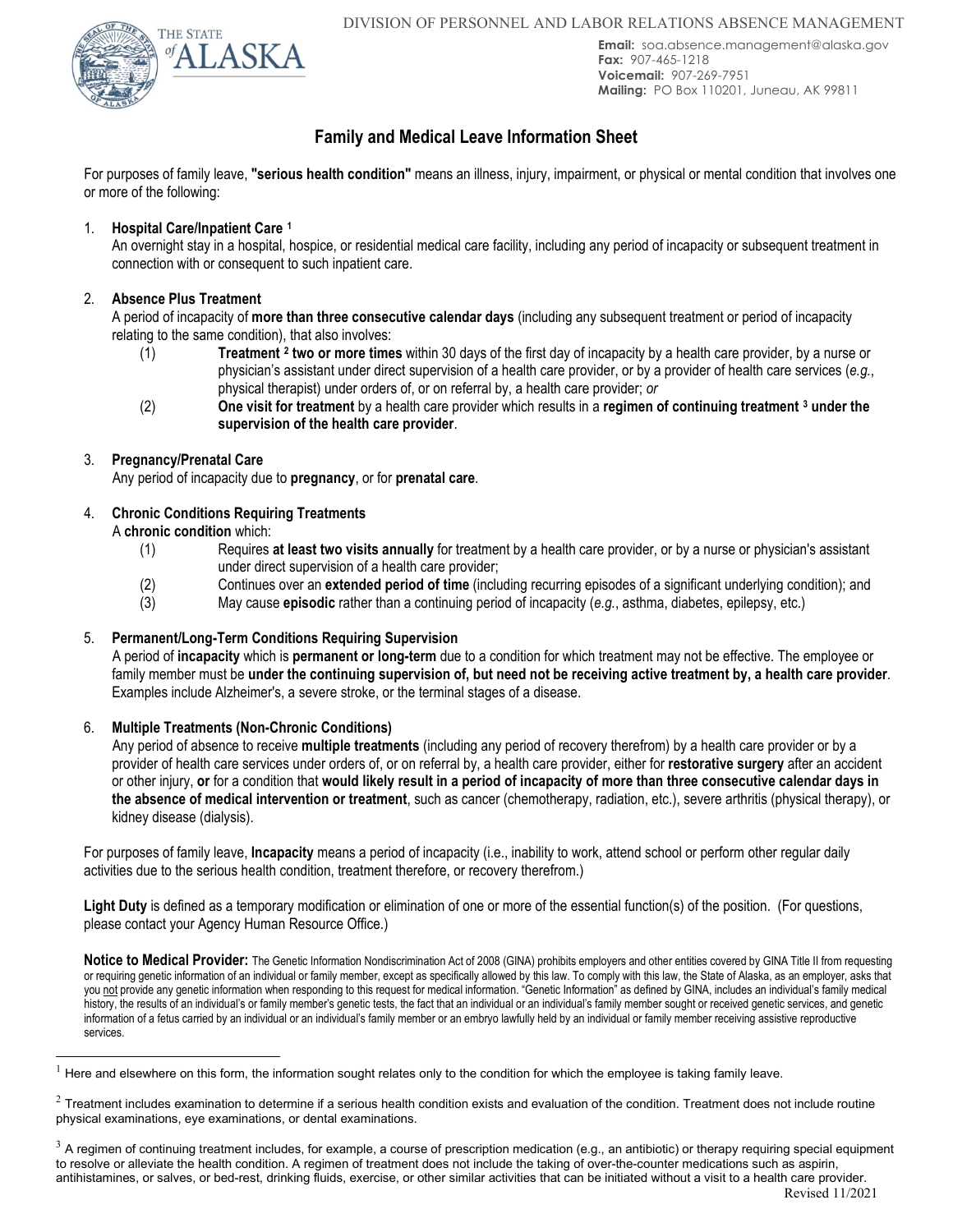DIVISION OF PERSONNEL AND LABOR RELATIONS ABSENCE MANAGEMENT

**Email:** soa.absence.management@alaska.gov
**Fax:** 907-465-1218
**Voicemail:** 907-269-7951
**Mailing:** PO Box 110201, Juneau, AK 99811

# Family and Medical Leave Information Sheet

For purposes of family leave, **"serious health condition"** means an illness, injury, impairment, or physical or mental condition that involves one or more of the following:

1. **Hospital Care/Inpatient Care [1]**
   An overnight stay in a hospital, hospice, or residential medical care facility, including any period of incapacity or subsequent treatment in connection with or consequent to such inpatient care.

2. **Absence Plus Treatment**
   A period of incapacity of **more than three consecutive calendar days** (including any subsequent treatment or period of incapacity relating to the same condition), that also involves:
   (1) **Treatment [2] two or more times** within 30 days of the first day of incapacity by a health care provider, by a nurse or physician's assistant under direct supervision of a health care provider, or by a provider of health care services (*e.g.*, physical therapist) under orders of, or on referral by, a health care provider; *or*
   (2) **One visit for treatment** by a health care provider which results in a **regimen of continuing treatment [3] under the supervision of the health care provider**.

3. **Pregnancy/Prenatal Care**
   Any period of incapacity due to **pregnancy**, or for **prenatal care**.

4. **Chronic Conditions Requiring Treatments**
   A **chronic condition** which:
   (1) Requires **at least two visits annually** for treatment by a health care provider, or by a nurse or physician's assistant under direct supervision of a health care provider;
   (2) Continues over an **extended period of time** (including recurring episodes of a significant underlying condition); and
   (3) May cause **episodic** rather than a continuing period of incapacity (*e.g.*, asthma, diabetes, epilepsy, etc.)

5. **Permanent/Long-Term Conditions Requiring Supervision**
   A period of **incapacity** which is **permanent or long-term** due to a condition for which treatment may not be effective. The employee or family member must be **under the continuing supervision of, but need not be receiving active treatment by, a health care provider**. Examples include Alzheimer's, a severe stroke, or the terminal stages of a disease.

6. **Multiple Treatments (Non-Chronic Conditions)**
   Any period of absence to receive **multiple treatments** (including any period of recovery therefrom) by a health care provider or by a provider of health care services under orders of, or on referral by, a health care provider, either for **restorative surgery** after an accident or other injury, **or** for a condition that **would likely result in a period of incapacity of more than three consecutive calendar days in the absence of medical intervention or treatment**, such as cancer (chemotherapy, radiation, etc.), severe arthritis (physical therapy), or kidney disease (dialysis).

For purposes of family leave, **Incapacity** means a period of incapacity (i.e., inability to work, attend school or perform other regular daily activities due to the serious health condition, treatment therefore, or recovery therefrom.)

**Light Duty** is defined as a temporary modification or elimination of one or more of the essential function(s) of the position. (For questions, please contact your Agency Human Resource Office.)

**Notice to Medical Provider:** The Genetic Information Nondiscrimination Act of 2008 (GINA) prohibits employers and other entities covered by GINA Title II from requesting or requiring genetic information of an individual or family member, except as specifically allowed by this law. To comply with this law, the State of Alaska, as an employer, asks that you not provide any genetic information when responding to this request for medical information. "Genetic Information" as defined by GINA, includes an individual's family medical history, the results of an individual's or family member's genetic tests, the fact that an individual or an individual's family member sought or received genetic services, and genetic information of a fetus carried by an individual or an individual's family member or an embryo lawfully held by an individual or family member receiving assistive reproductive services.

---

[1] Here and elsewhere on this form, the information sought relates only to the condition for which the employee is taking family leave.

[2] Treatment includes examination to determine if a serious health condition exists and evaluation of the condition. Treatment does not include routine physical examinations, eye examinations, or dental examinations.

[3] A regimen of continuing treatment includes, for example, a course of prescription medication (e.g., an antibiotic) or therapy requiring special equipment to resolve or alleviate the health condition. A regimen of treatment does not include the taking of over-the-counter medications such as aspirin, antihistamines, or salves, or bed-rest, drinking fluids, exercise, or other similar activities that can be initiated without a visit to a health care provider.

Revised 11/2021